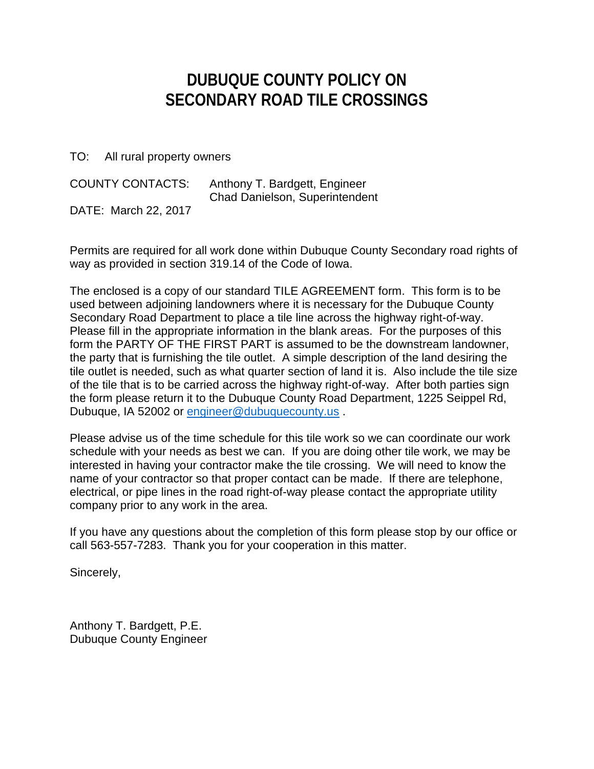# DUBUQUE COUNTY POLICY ON SECONDARY ROAD TILE CROSSINGS

TO: All rural property owners

COUNTY CONTACTS: Anthony T. Bardgett, Engineer
Chad Danielson, Superintendent

DATE: March 22, 2017

Permits are required for all work done within Dubuque County Secondary road rights of way as provided in section 319.14 of the Code of Iowa.

The enclosed is a copy of our standard TILE AGREEMENT form. This form is to be used between adjoining landowners where it is necessary for the Dubuque County Secondary Road Department to place a tile line across the highway right-of-way. Please fill in the appropriate information in the blank areas. For the purposes of this form the PARTY OF THE FIRST PART is assumed to be the downstream landowner, the party that is furnishing the tile outlet. A simple description of the land desiring the tile outlet is needed, such as what quarter section of land it is. Also include the tile size of the tile that is to be carried across the highway right-of-way. After both parties sign the form please return it to the Dubuque County Road Department, 1225 Seippel Rd, Dubuque, IA 52002 or engineer@dubuquecounty.us .

Please advise us of the time schedule for this tile work so we can coordinate our work schedule with your needs as best we can. If you are doing other tile work, we may be interested in having your contractor make the tile crossing. We will need to know the name of your contractor so that proper contact can be made. If there are telephone, electrical, or pipe lines in the road right-of-way please contact the appropriate utility company prior to any work in the area.

If you have any questions about the completion of this form please stop by our office or call 563-557-7283. Thank you for your cooperation in this matter.

Sincerely,

Anthony T. Bardgett, P.E.
Dubuque County Engineer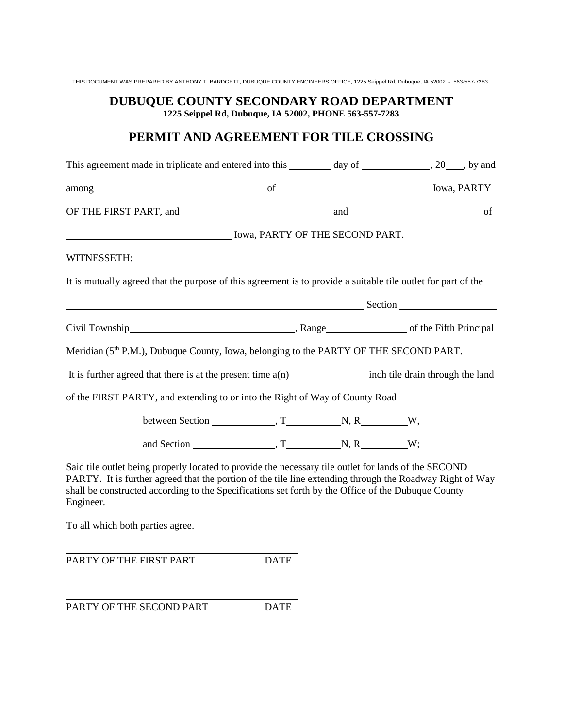THIS DOCUMENT WAS PREPARED BY ANTHONY T. BARDGETT, DUBUQUE COUNTY ENGINEERS OFFICE, 1225 Seippel Rd, Dubuque, IA 52002 - 563-557-7283

# DUBUQUE COUNTY SECONDARY ROAD DEPARTMENT

**1225 Seippel Rd, Dubuque, IA 52002, PHONE 563-557-7283**

## PERMIT AND AGREEMENT FOR TILE CROSSING

This agreement made in triplicate and entered into this ________ day of _____________, 20___, by and among ________________________________ of _____________________________ Iowa, PARTY OF THE FIRST PART, and _____________________________ and __________________________ of ________________________________ Iowa, PARTY OF THE SECOND PART.

WITNESSETH:

It is mutually agreed that the purpose of this agreement is to provide a suitable tile outlet for part of the ____________________________________________________________ Section __________________ Civil Township________________________________, Range________________ of the Fifth Principal Meridian (5th P.M.), Dubuque County, Iowa, belonging to the PARTY OF THE SECOND PART.

It is further agreed that there is at the present time a(n) ______________ inch tile drain through the land of the FIRST PARTY, and extending to or into the Right of Way of County Road __________________

between Section ____________, T__________N, R_________W,

and Section ________________, T__________N, R_________W;

Said tile outlet being properly located to provide the necessary tile outlet for lands of the SECOND PARTY. It is further agreed that the portion of the tile line extending through the Roadway Right of Way shall be constructed according to the Specifications set forth by the Office of the Dubuque County Engineer.

To all which both parties agree.

_____________________________________________
PARTY OF THE FIRST PART DATE

_____________________________________________
PARTY OF THE SECOND PART DATE